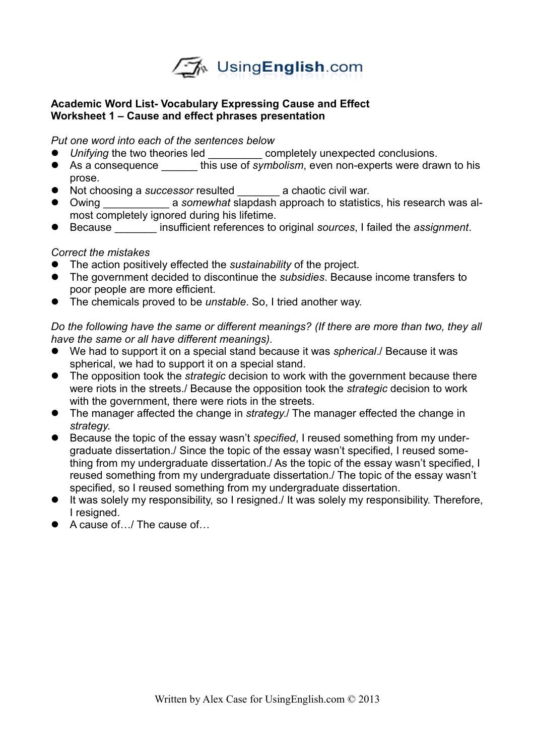**Academic Word List- Vocabulary Expressing Cause and Effect**
**Worksheet 1 – Cause and effect phrases presentation**

*Put one word into each of the sentences below*

- *Unifying* the two theories led _________ completely unexpected conclusions.
- As a consequence ______ this use of *symbolism*, even non-experts were drawn to his prose.
- Not choosing a *successor* resulted _______ a chaotic civil war.
- Owing ___________ a *somewhat* slapdash approach to statistics, his research was almost completely ignored during his lifetime.
- Because _______ insufficient references to original *sources*, I failed the *assignment*.

*Correct the mistakes*

- The action positively effected the *sustainability* of the project.
- The government decided to discontinue the *subsidies*. Because income transfers to poor people are more efficient.
- The chemicals proved to be *unstable*. So, I tried another way.

*Do the following have the same or different meanings? (If there are more than two, they all have the same or all have different meanings).*

- We had to support it on a special stand because it was *spherical*./ Because it was spherical, we had to support it on a special stand.
- The opposition took the *strategic* decision to work with the government because there were riots in the streets./ Because the opposition took the *strategic* decision to work with the government, there were riots in the streets.
- The manager affected the change in *strategy*./ The manager effected the change in *strategy*.
- Because the topic of the essay wasn't *specified*, I reused something from my undergraduate dissertation./ Since the topic of the essay wasn't specified, I reused something from my undergraduate dissertation./ As the topic of the essay wasn't specified, I reused something from my undergraduate dissertation./ The topic of the essay wasn't specified, so I reused something from my undergraduate dissertation.
- It was solely my responsibility, so I resigned./ It was solely my responsibility. Therefore, I resigned.
- A cause of…/ The cause of…

Written by Alex Case for UsingEnglish.com © 2013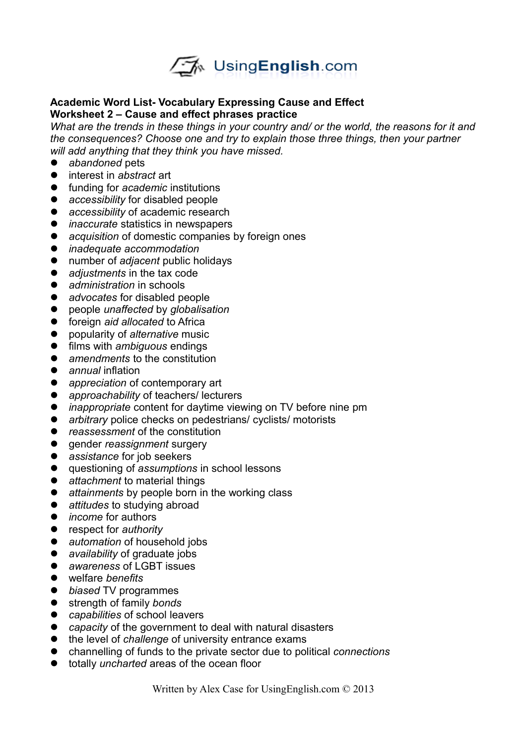**Academic Word List- Vocabulary Expressing Cause and Effect**
**Worksheet 2 – Cause and effect phrases practice**

*What are the trends in these things in your country and/ or the world, the reasons for it and the consequences? Choose one and try to explain those three things, then your partner will add anything that they think you have missed.*

- *abandoned* pets
- interest in *abstract* art
- funding for *academic* institutions
- *accessibility* for disabled people
- *accessibility* of academic research
- *inaccurate* statistics in newspapers
- *acquisition* of domestic companies by foreign ones
- *inadequate accommodation*
- number of *adjacent* public holidays
- *adjustments* in the tax code
- *administration* in schools
- *advocates* for disabled people
- people *unaffected* by *globalisation*
- foreign *aid allocated* to Africa
- popularity of *alternative* music
- films with *ambiguous* endings
- *amendments* to the constitution
- *annual* inflation
- *appreciation* of contemporary art
- *approachability* of teachers/ lecturers
- *inappropriate* content for daytime viewing on TV before nine pm
- *arbitrary* police checks on pedestrians/ cyclists/ motorists
- *reassessment* of the constitution
- gender *reassignment* surgery
- *assistance* for job seekers
- questioning of *assumptions* in school lessons
- *attachment* to material things
- *attainments* by people born in the working class
- *attitudes* to studying abroad
- *income* for authors
- respect for *authority*
- *automation* of household jobs
- *availability* of graduate jobs
- *awareness* of LGBT issues
- welfare *benefits*
- *biased* TV programmes
- strength of family *bonds*
- *capabilities* of school leavers
- *capacity* of the government to deal with natural disasters
- the level of *challenge* of university entrance exams
- channelling of funds to the private sector due to political *connections*
- totally *uncharted* areas of the ocean floor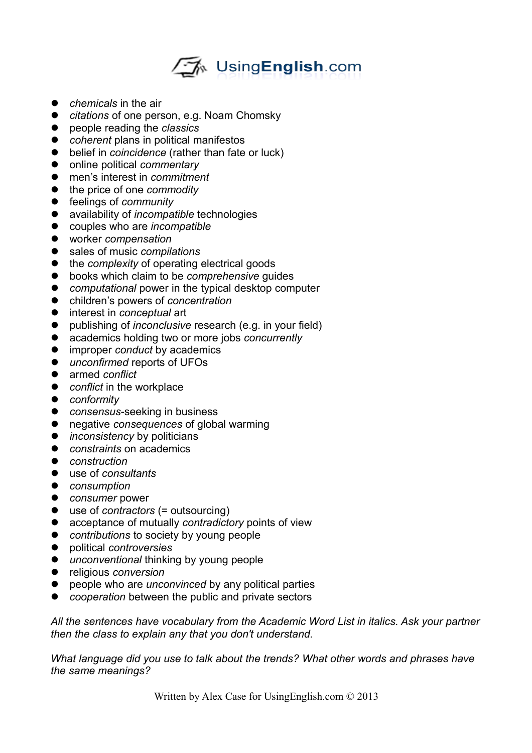- *chemicals* in the air
- *citations* of one person, e.g. Noam Chomsky
- people reading the *classics*
- *coherent* plans in political manifestos
- belief in *coincidence* (rather than fate or luck)
- online political *commentary*
- men's interest in *commitment*
- the price of one *commodity*
- feelings of *community*
- availability of *incompatible* technologies
- couples who are *incompatible*
- worker *compensation*
- sales of music *compilations*
- the *complexity* of operating electrical goods
- books which claim to be *comprehensive* guides
- *computational* power in the typical desktop computer
- children's powers of *concentration*
- interest in *conceptual* art
- publishing of *inconclusive* research (e.g. in your field)
- academics holding two or more jobs *concurrently*
- improper *conduct* by academics
- *unconfirmed* reports of UFOs
- armed *conflict*
- *conflict* in the workplace
- *conformity*
- *consensus*-seeking in business
- negative *consequences* of global warming
- *inconsistency* by politicians
- *constraints* on academics
- *construction*
- use of *consultants*
- *consumption*
- *consumer* power
- use of *contractors* (= outsourcing)
- acceptance of mutually *contradictory* points of view
- *contributions* to society by young people
- political *controversies*
- *unconventional* thinking by young people
- religious *conversion*
- people who are *unconvinced* by any political parties
- *cooperation* between the public and private sectors

*All the sentences have vocabulary from the Academic Word List in italics. Ask your partner then the class to explain any that you don't understand.*

*What language did you use to talk about the trends? What other words and phrases have the same meanings?*

Written by Alex Case for UsingEnglish.com © 2013